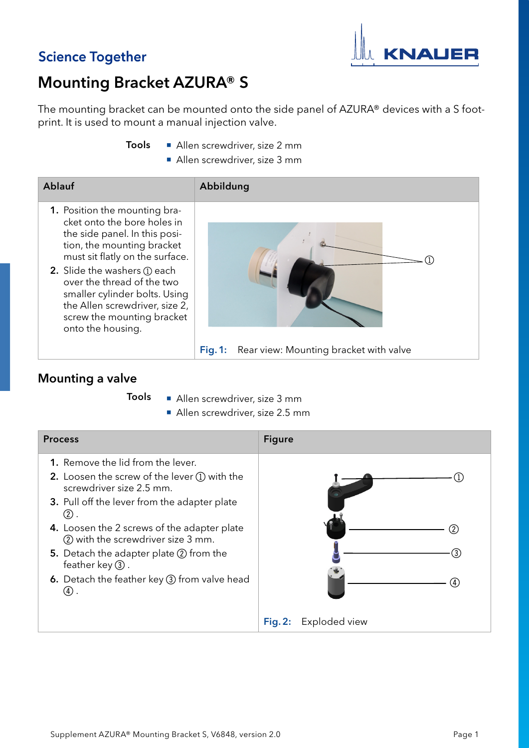Science Together

# Mounting Bracket AZURA® S

The mounting bracket can be mounted onto the side panel of AZURA® devices with a S footprint. It is used to mount a manual injection valve.

**Tools**

- Allen screwdriver, size 2 mm
- Allen screwdriver, size 3 mm

| Ablauf | Abbildung |
|---|---|
| 1. Position the mounting bracket onto the bore holes in the side panel. In this position, the mounting bracket must sit flatly on the surface.<br>2. Slide the washers ① each over the thread of the two smaller cylinder bolts. Using the Allen screwdriver, size 2, screw the mounting bracket onto the housing. | ①<br>**Fig. 1:** Rear view: Mounting bracket with valve |

## Mounting a valve

**Tools**

- Allen screwdriver, size 3 mm
- Allen screwdriver, size 2.5 mm

| Process | Figure |
|---|---|
| 1. Remove the lid from the lever.<br>2. Loosen the screw of the lever ① with the screwdriver size 2.5 mm.<br>3. Pull off the lever from the adapter plate ②.<br>4. Loosen the 2 screws of the adapter plate ② with the screwdriver size 3 mm.<br>5. Detach the adapter plate ② from the feather key ③.<br>6. Detach the feather key ③ from valve head ④. | ①<br>②<br>③<br>④<br>**Fig. 2:** Exploded view |

Supplement AZURA® Mounting Bracket S, V6848, version 2.0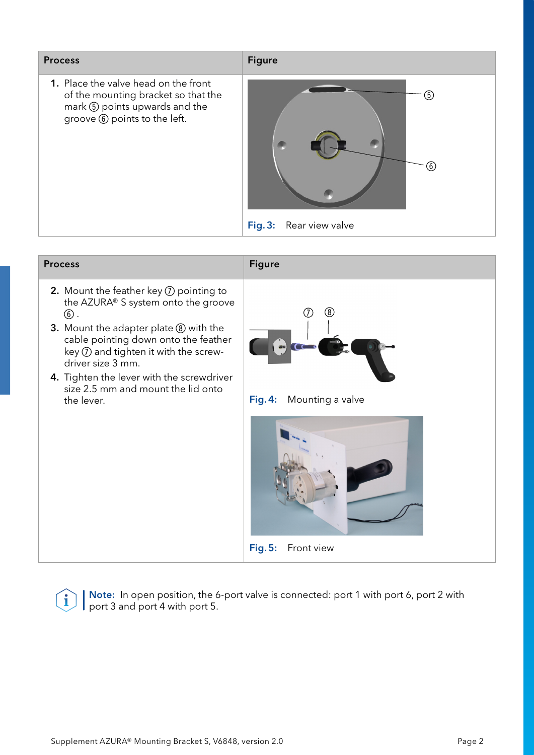| Process | Figure |
|---|---|
| 1. Place the valve head on the front of the mounting bracket so that the mark ⑤ points upwards and the groove ⑥ points to the left. | ⑤ ⑥ Fig. 3: Rear view valve |

| Process | Figure |
|---|---|
| 2. Mount the feather key ⑦ pointing to the AZURA® S system onto the groove ⑥ .<br>3. Mount the adapter plate ⑧ with the cable pointing down onto the feather key ⑦ and tighten it with the screwdriver size 3 mm.<br>4. Tighten the lever with the screwdriver size 2.5 mm and mount the lid onto the lever. | ⑦ ⑧ Fig. 4: Mounting a valve<br><br>Fig. 5: Front view |

**Note:** In open position, the 6-port valve is connected: port 1 with port 6, port 2 with port 3 and port 4 with port 5.